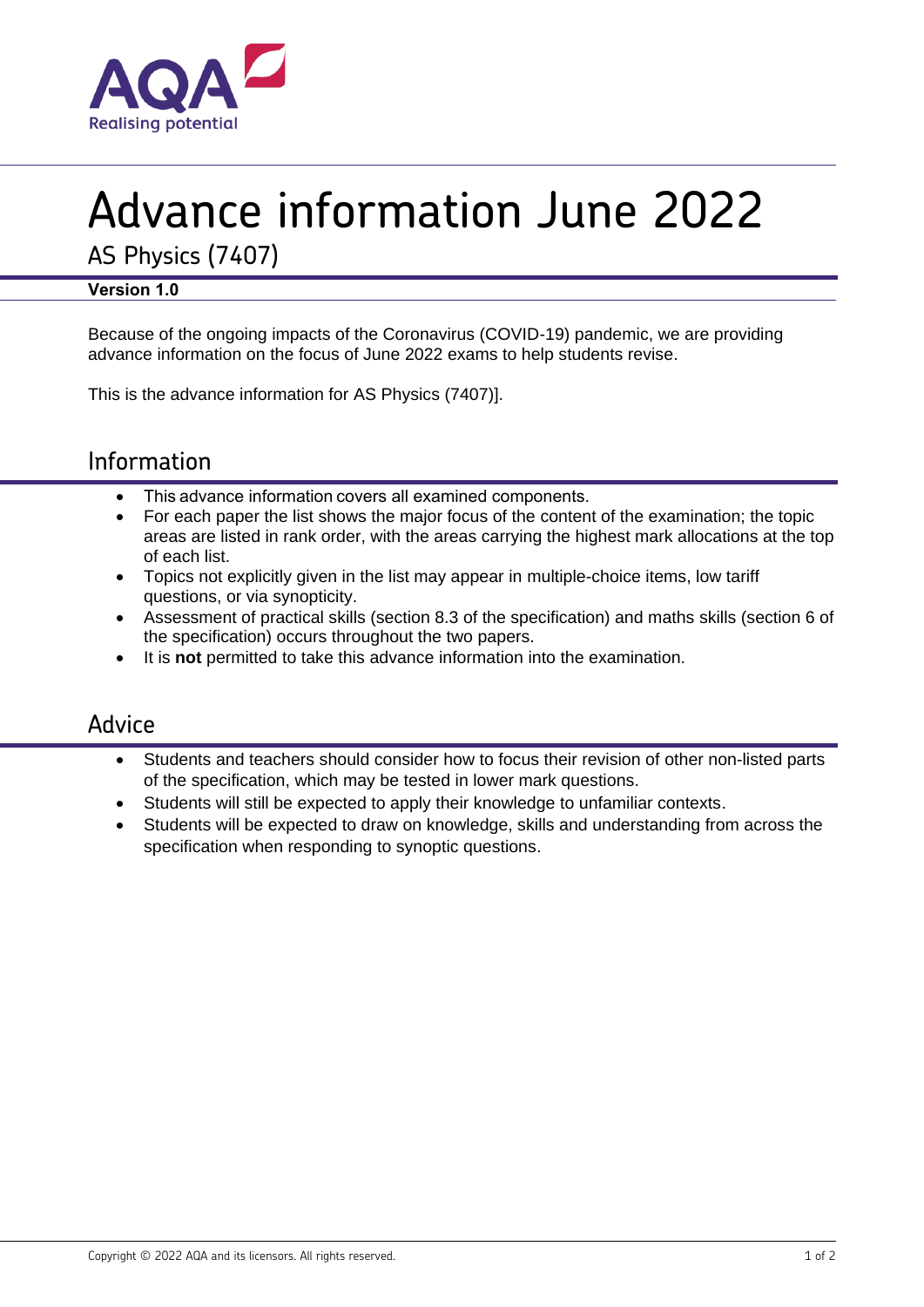# Advance information June 2022

AS Physics (7407)

**Version 1.0**

Because of the ongoing impacts of the Coronavirus (COVID-19) pandemic, we are providing advance information on the focus of June 2022 exams to help students revise.

This is the advance information for AS Physics (7407)].

## Information

- This advance information covers all examined components.
- For each paper the list shows the major focus of the content of the examination; the topic areas are listed in rank order, with the areas carrying the highest mark allocations at the top of each list.
- Topics not explicitly given in the list may appear in multiple-choice items, low tariff questions, or via synopticity.
- Assessment of practical skills (section 8.3 of the specification) and maths skills (section 6 of the specification) occurs throughout the two papers.
- It is **not** permitted to take this advance information into the examination.

## Advice

- Students and teachers should consider how to focus their revision of other non-listed parts of the specification, which may be tested in lower mark questions.
- Students will still be expected to apply their knowledge to unfamiliar contexts.
- Students will be expected to draw on knowledge, skills and understanding from across the specification when responding to synoptic questions.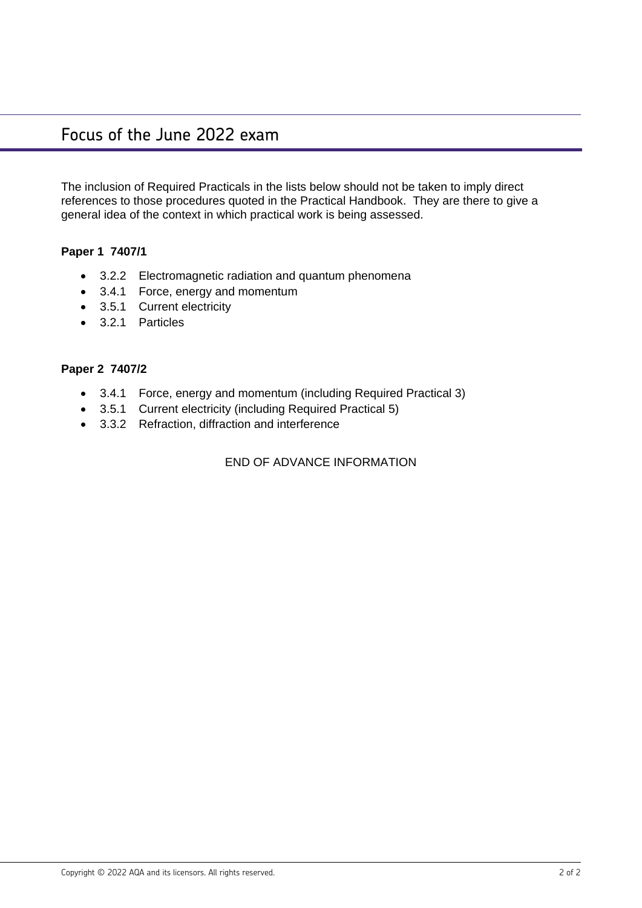## Focus of the June 2022 exam

The inclusion of Required Practicals in the lists below should not be taken to imply direct references to those procedures quoted in the Practical Handbook. They are there to give a general idea of the context in which practical work is being assessed.

**Paper 1 7407/1**

- 3.2.2 Electromagnetic radiation and quantum phenomena
- 3.4.1 Force, energy and momentum
- 3.5.1 Current electricity
- 3.2.1 Particles

**Paper 2 7407/2**

- 3.4.1 Force, energy and momentum (including Required Practical 3)
- 3.5.1 Current electricity (including Required Practical 5)
- 3.3.2 Refraction, diffraction and interference

END OF ADVANCE INFORMATION

Copyright © 2022 AQA and its licensors. All rights reserved.